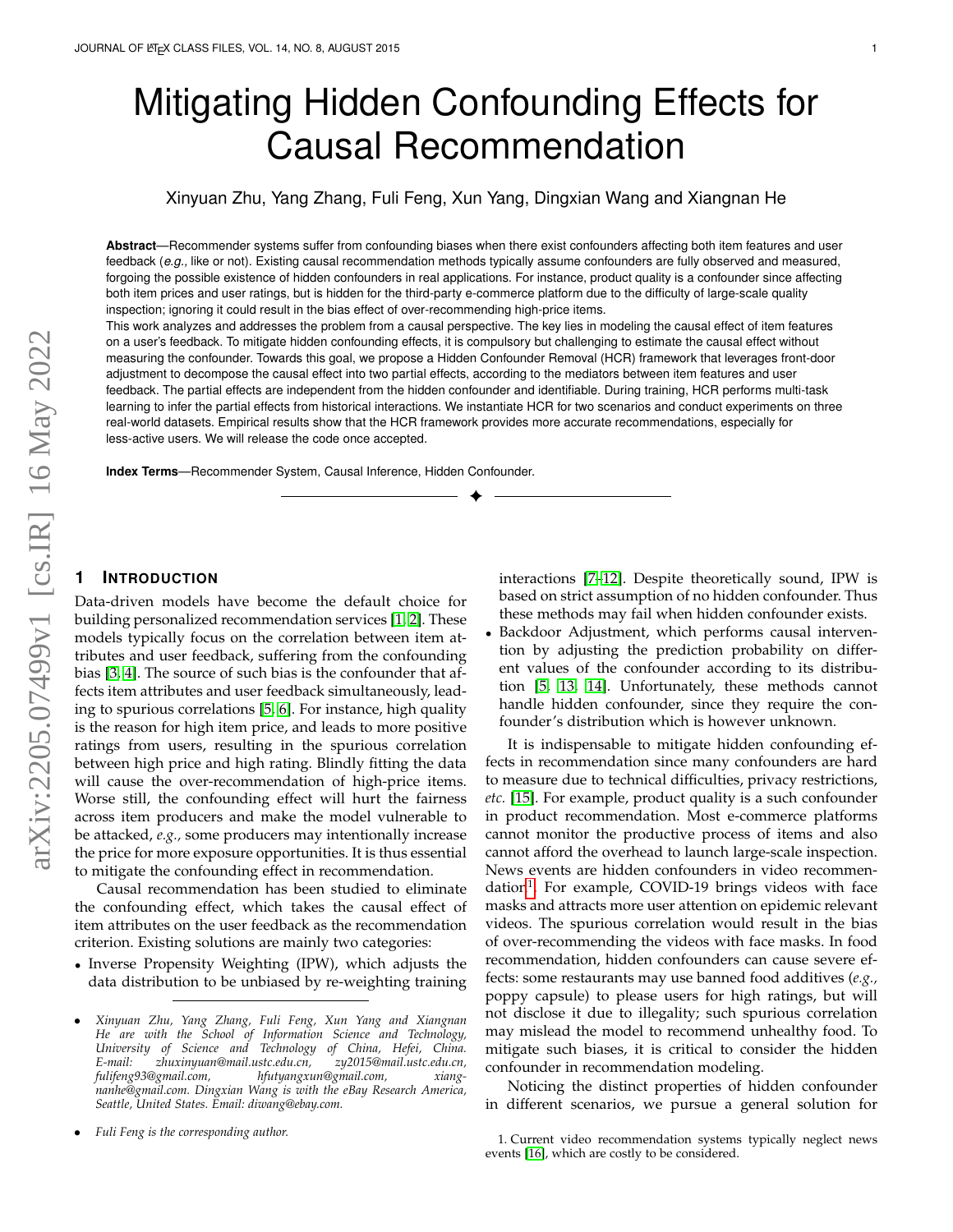# Mitigating Hidden Confounding Effects for Causal Recommendation

Xinyuan Zhu, Yang Zhang, Fuli Feng, Xun Yang, Dingxian Wang and Xiangnan He

**Abstract**—Recommender systems suffer from confounding biases when there exist confounders affecting both item features and user feedback (*e.g.*, like or not). Existing causal recommendation methods typically assume confounders are fully observed and measured, forgoing the possible existence of hidden confounders in real applications. For instance, product quality is a confounder since affecting both item prices and user ratings, but is hidden for the third-party e-commerce platform due to the difficulty of large-scale quality inspection; ignoring it could result in the bias effect of over-recommending high-price items.

This work analyzes and addresses the problem from a causal perspective. The key lies in modeling the causal effect of item features on a user's feedback. To mitigate hidden confounding effects, it is compulsory but challenging to estimate the causal effect without measuring the confounder. Towards this goal, we propose a Hidden Confounder Removal (HCR) framework that leverages front-door adjustment to decompose the causal effect into two partial effects, according to the mediators between item features and user feedback. The partial effects are independent from the hidden confounder and identifiable. During training, HCR performs multi-task learning to infer the partial effects from historical interactions. We instantiate HCR for two scenarios and conduct experiments on three real-world datasets. Empirical results show that the HCR framework provides more accurate recommendations, especially for less-active users. We will release the code once accepted.

**Index Terms**—Recommender System, Causal Inference, Hidden Confounder.

## 1 Introduction

Data-driven models have become the default choice for building personalized recommendation services [1, 2]. These models typically focus on the correlation between item attributes and user feedback, suffering from the confounding bias [3, 4]. The source of such bias is the confounder that affects item attributes and user feedback simultaneously, leading to spurious correlations [5, 6]. For instance, high quality is the reason for high item price, and leads to more positive ratings from users, resulting in the spurious correlation between high price and high rating. Blindly fitting the data will cause the over-recommendation of high-price items. Worse still, the confounding effect will hurt the fairness across item producers and make the model vulnerable to be attacked, *e.g.*, some producers may intentionally increase the price for more exposure opportunities. It is thus essential to mitigate the confounding effect in recommendation.

Causal recommendation has been studied to eliminate the confounding effect, which takes the causal effect of item attributes on the user feedback as the recommendation criterion. Existing solutions are mainly two categories:

- Inverse Propensity Weighting (IPW), which adjusts the data distribution to be unbiased by re-weighting training interactions [7–12]. Despite theoretically sound, IPW is based on strict assumption of no hidden confounder. Thus these methods may fail when hidden confounder exists.
- Backdoor Adjustment, which performs causal intervention by adjusting the prediction probability on different values of the confounder according to its distribution [5, 13, 14]. Unfortunately, these methods cannot handle hidden confounder, since they require the confounder's distribution which is however unknown.

It is indispensable to mitigate hidden confounding effects in recommendation since many confounders are hard to measure due to technical difficulties, privacy restrictions, *etc.* [15]. For example, product quality is a such confounder in product recommendation. Most e-commerce platforms cannot monitor the productive process of items and also cannot afford the overhead to launch large-scale inspection. News events are hidden confounders in video recommendation[1]. For example, COVID-19 brings videos with face masks and attracts more user attention on epidemic relevant videos. The spurious correlation would result in the bias of over-recommending the videos with face masks. In food recommendation, hidden confounders can cause severe effects: some restaurants may use banned food additives (*e.g.*, poppy capsule) to please users for high ratings, but will not disclose it due to illegality; such spurious correlation may mislead the model to recommend unhealthy food. To mitigate such biases, it is critical to consider the hidden confounder in recommendation modeling.

Noticing the distinct properties of hidden confounder in different scenarios, we pursue a general solution for

- *Xinyuan Zhu, Yang Zhang, Fuli Feng, Xun Yang and Xiangnan He are with the School of Information Science and Technology, University of Science and Technology of China, Hefei, China. E-mail: zhuxinyuan@mail.ustc.edu.cn, zy2015@mail.ustc.edu.cn, fulifeng93@gmail.com, hfutyangxun@gmail.com, xiangnanhe@gmail.com. Dingxian Wang is with the eBay Research America, Seattle, United States. Email: diwang@ebay.com.*
- *Fuli Feng is the corresponding author.*

1. Current video recommendation systems typically neglect news events [16], which are costly to be considered.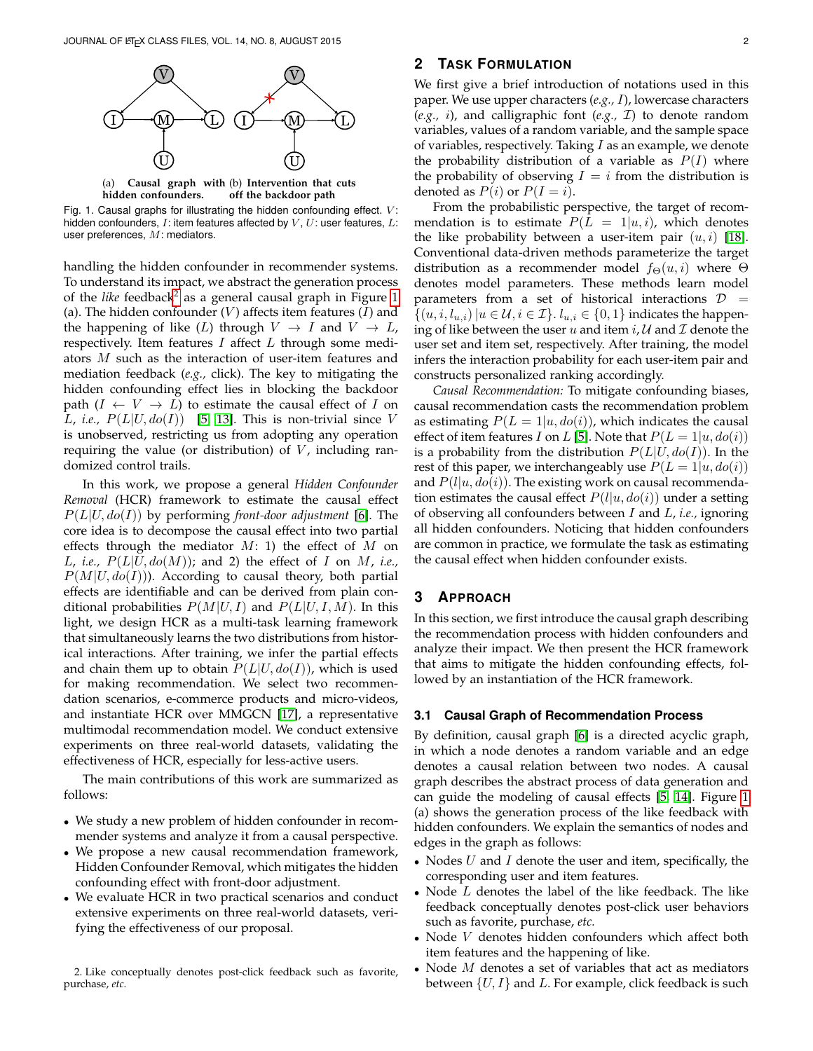(a) **Causal graph with hidden confounders.** (b) **Intervention that cuts off the backdoor path**

Fig. 1. Causal graphs for illustrating the hidden confounding effect. $V$: hidden confounders, $I$: item features affected by $V$, $U$: user features, $L$: user preferences, $M$: mediators.

handling the hidden confounder in recommender systems. To understand its impact, we abstract the generation process of the *like* feedback[2] as a general causal graph in Figure 1 (a). The hidden confounder ($V$) affects item features ($I$) and the happening of like ($L$) through $V \rightarrow I$ and $V \rightarrow L$, respectively. Item features $I$ affect $L$ through some mediators $M$ such as the interaction of user-item features and mediation feedback (*e.g.,* click). The key to mitigating the hidden confounding effect lies in blocking the backdoor path ($I \leftarrow V \rightarrow L$) to estimate the causal effect of $I$ on $L$, *i.e.,* $P(L|U, do(I))$ [5, 13]. This is non-trivial since $V$ is unobserved, restricting us from adopting any operation requiring the value (or distribution) of $V$, including randomized control trails.

In this work, we propose a general *Hidden Confounder Removal* (HCR) framework to estimate the causal effect $P(L|U, do(I))$ by performing *front-door adjustment* [6]. The core idea is to decompose the causal effect into two partial effects through the mediator $M$: 1) the effect of $M$ on $L$, *i.e.,* $P(L|U, do(M))$; and 2) the effect of $I$ on $M$, *i.e.,* $P(M|U, do(I))$. According to causal theory, both partial effects are identifiable and can be derived from plain conditional probabilities $P(M|U, I)$ and $P(L|U, I, M)$. In this light, we design HCR as a multi-task learning framework that simultaneously learns the two distributions from historical interactions. After training, we infer the partial effects and chain them up to obtain $P(L|U, do(I))$, which is used for making recommendation. We select two recommendation scenarios, e-commerce products and micro-videos, and instantiate HCR over MMGCN [17], a representative multimodal recommendation model. We conduct extensive experiments on three real-world datasets, validating the effectiveness of HCR, especially for less-active users.

The main contributions of this work are summarized as follows:

- We study a new problem of hidden confounder in recommender systems and analyze it from a causal perspective.
- We propose a new causal recommendation framework, Hidden Confounder Removal, which mitigates the hidden confounding effect with front-door adjustment.
- We evaluate HCR in two practical scenarios and conduct extensive experiments on three real-world datasets, verifying the effectiveness of our proposal.

2. Like conceptually denotes post-click feedback such as favorite, purchase, *etc.*

## 2 Task Formulation

We first give a brief introduction of notations used in this paper. We use upper characters (*e.g.,* $I$), lowercase characters (*e.g.,* $i$), and calligraphic font (*e.g.,* $\mathcal{I}$) to denote random variables, values of a random variable, and the sample space of variables, respectively. Taking $I$ as an example, we denote the probability distribution of a variable as $P(I)$ where the probability of observing $I = i$ from the distribution is denoted as $P(i)$ or $P(I = i)$.

From the probabilistic perspective, the target of recommendation is to estimate $P(L = 1|u, i)$, which denotes the like probability between a user-item pair $(u, i)$ [18]. Conventional data-driven methods parameterize the target distribution as a recommender model $f_\Theta(u, i)$ where $\Theta$ denotes model parameters. These methods learn model parameters from a set of historical interactions $\mathcal{D} = \{(u, i, l_{u,i}) \,|\, u \in \mathcal{U}, i \in \mathcal{I}\}$. $l_{u,i} \in \{0, 1\}$ indicates the happening of like between the user $u$ and item $i$, $\mathcal{U}$ and $\mathcal{I}$ denote the user set and item set, respectively. After training, the model infers the interaction probability for each user-item pair and constructs personalized ranking accordingly.

*Causal Recommendation:* To mitigate confounding biases, causal recommendation casts the recommendation problem as estimating $P(L = 1|u, do(i))$, which indicates the causal effect of item features $I$ on $L$ [5]. Note that $P(L = 1|u, do(i))$ is a probability from the distribution $P(L|U, do(I))$. In the rest of this paper, we interchangeably use $P(L = 1|u, do(i))$ and $P(l|u, do(i))$. The existing work on causal recommendation estimates the causal effect $P(l|u, do(i))$ under a setting of observing all confounders between $I$ and $L$, *i.e.,* ignoring all hidden confounders. Noticing that hidden confounders are common in practice, we formulate the task as estimating the causal effect when hidden confounder exists.

## 3 Approach

In this section, we first introduce the causal graph describing the recommendation process with hidden confounders and analyze their impact. We then present the HCR framework that aims to mitigate the hidden confounding effects, followed by an instantiation of the HCR framework.

### 3.1 Causal Graph of Recommendation Process

By definition, causal graph [6] is a directed acyclic graph, in which a node denotes a random variable and an edge denotes a causal relation between two nodes. A causal graph describes the abstract process of data generation and can guide the modeling of causal effects [5, 14]. Figure 1 (a) shows the generation process of the like feedback with hidden confounders. We explain the semantics of nodes and edges in the graph as follows:

- Nodes $U$ and $I$ denote the user and item, specifically, the corresponding user and item features.
- Node $L$ denotes the label of the like feedback. The like feedback conceptually denotes post-click user behaviors such as favorite, purchase, *etc.*
- Node $V$ denotes hidden confounders which affect both item features and the happening of like.
- Node $M$ denotes a set of variables that act as mediators between $\{U, I\}$ and $L$. For example, click feedback is such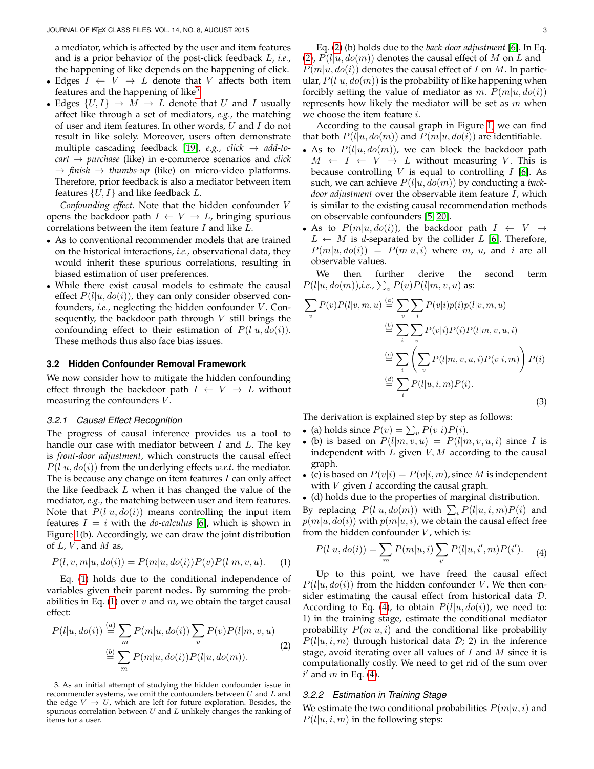a mediator, which is affected by the user and item features and is a prior behavior of the post-click feedback $L$, *i.e.,* the happening of like depends on the happening of click.

- Edges $I \leftarrow V \rightarrow L$ denote that $V$ affects both item features and the happening of like[3].
- Edges $\{U, I\} \rightarrow M \rightarrow L$ denote that $U$ and $I$ usually affect like through a set of mediators, *e.g.,* the matching of user and item features. In other words, $U$ and $I$ do not result in like solely. Moreover, users often demonstrate multiple cascading feedback [19], *e.g., click* $\rightarrow$ *add-to-cart* $\rightarrow$ *purchase* (like) in e-commerce scenarios and *click* $\rightarrow$ *finish* $\rightarrow$ *thumbs-up* (like) on micro-video platforms. Therefore, prior feedback is also a mediator between item features $\{U, I\}$ and like feedback $L$.

*Confounding effect.* Note that the hidden confounder $V$ opens the backdoor path $I \leftarrow V \rightarrow L$, bringing spurious correlations between the item feature $I$ and like $L$.

- As to conventional recommender models that are trained on the historical interactions, *i.e.,* observational data, they would inherit these spurious correlations, resulting in biased estimation of user preferences.
- While there exist causal models to estimate the causal effect $P(l|u, do(i))$, they can only consider observed confounders, *i.e.,* neglecting the hidden confounder $V$. Consequently, the backdoor path through $V$ still brings the confounding effect to their estimation of $P(l|u, do(i))$. These methods thus also face bias issues.

### 3.2 Hidden Confounder Removal Framework

We now consider how to mitigate the hidden confounding effect through the backdoor path $I \leftarrow V \rightarrow L$ without measuring the confounders $V$.

#### 3.2.1 Causal Effect Recognition

The progress of causal inference provides us a tool to handle our case with mediator between $I$ and $L$. The key is *front-door adjustment*, which constructs the causal effect $P(l|u, do(i))$ from the underlying effects *w.r.t.* the mediator. The is because any change on item features $I$ can only affect the like feedback $L$ when it has changed the value of the mediator, *e.g.,* the matching between user and item features. Note that $P(l|u, do(i))$ means controlling the input item features $I = i$ with the *do-calculus* [6], which is shown in Figure 1(b). Accordingly, we can draw the joint distribution of $L$, $V$, and $M$ as,

$$P(l, v, m|u, do(i)) = P(m|u, do(i))P(v)P(l|m, v, u). \quad (1)$$

Eq. (1) holds due to the conditional independence of variables given their parent nodes. By summing the probabilities in Eq. (1) over $v$ and $m$, we obtain the target causal effect:

$$\begin{aligned} P(l|u, do(i)) &\overset{(a)}{=} \sum_m P(m|u, do(i)) \sum_v P(v)P(l|m, v, u) \\ &\overset{(b)}{=} \sum_m P(m|u, do(i))P(l|u, do(m)). \end{aligned} \quad (2)$$

Eq. (2) (b) holds due to the *back-door adjustment* [6]. In Eq. (2), $P(l|u, do(m))$ denotes the causal effect of $M$ on $L$ and $P(m|u, do(i))$ denotes the causal effect of $I$ on $M$. In particular, $P(l|u, do(m))$ is the probability of like happening when forcibly setting the value of mediator as $m$. $P(m|u, do(i))$ represents how likely the mediator will be set as $m$ when we choose the item feature $i$.

According to the causal graph in Figure 1, we can find that both $P(l|u, do(m))$ and $P(m|u, do(i))$ are identifiable.

- As to $P(l|u, do(m))$, we can block the backdoor path $M \leftarrow I \leftarrow V \rightarrow L$ without measuring $V$. This is because controlling $V$ is equal to controlling $I$ [6]. As such, we can achieve $P(l|u, do(m))$ by conducting a *back-door adjustment* over the observable item feature $I$, which is similar to the existing causal recommendation methods on observable confounders [5, 20].
- As to $P(m|u, do(i))$, the backdoor path $I \leftarrow V \rightarrow L \leftarrow M$ is $d$-separated by the collider $L$ [6]. Therefore, $P(m|u, do(i)) = P(m|u, i)$ where $m$, $u$, and $i$ are all observable values.

We then further derive the second term $P(l|u, do(m))$,*i.e.,* $\sum_v P(v)P(l|m, v, u)$ as:

$$\begin{aligned} \sum_v P(v)P(l|v, m, u) &\overset{(a)}{=} \sum_v \sum_i P(v|i)p(i)p(l|v, m, u) \\ &\overset{(b)}{=} \sum_i \sum_v P(v|i)P(i)P(l|m, v, u, i) \\ &\overset{(c)}{=} \sum_i \left( \sum_v P(l|m, v, u, i)P(v|i, m) \right) P(i) \\ &\overset{(d)}{=} \sum_i P(l|u, i, m)P(i). \end{aligned} \quad (3)$$

The derivation is explained step by step as follows:

- (a) holds since $P(v) = \sum_v P(v|i)P(i)$.
- (b) is based on $P(l|m, v, u) = P(l|m, v, u, i)$ since $I$ is independent with $L$ given $V, M$ according to the causal graph.
- (c) is based on $P(v|i) = P(v|i, m)$, since $M$ is independent with $V$ given $I$ according the causal graph.
- (d) holds due to the properties of marginal distribution.

By replacing $P(l|u, do(m))$ with $\sum_i P(l|u, i, m)P(i)$ and $p(m|u, do(i))$ with $p(m|u, i)$, we obtain the causal effect free from the hidden confounder $V$, which is:

$$P(l|u, do(i)) = \sum_m P(m|u, i) \sum_{i'} P(l|u, i', m)P(i'). \quad (4)$$

Up to this point, we have freed the causal effect $P(l|u, do(i))$ from the hidden confounder $V$. We then consider estimating the causal effect from historical data $\mathcal{D}$. According to Eq. (4), to obtain $P(l|u, do(i))$, we need to: 1) in the training stage, estimate the conditional mediator probability $P(m|u, i)$ and the conditional like probability $P(l|u, i, m)$ through historical data $\mathcal{D}$; 2) in the inference stage, avoid iterating over all values of $I$ and $M$ since it is computationally costly. We need to get rid of the sum over $i'$ and $m$ in Eq. (4).

#### 3.2.2 Estimation in Training Stage

We estimate the two conditional probabilities $P(m|u, i)$ and $P(l|u, i, m)$ in the following steps:

3. As an initial attempt of studying the hidden confounder issue in recommender systems, we omit the confounders between $U$ and $L$ and the edge $V \rightarrow U$, which are left for future exploration. Besides, the spurious correlation between $U$ and $L$ unlikely changes the ranking of items for a user.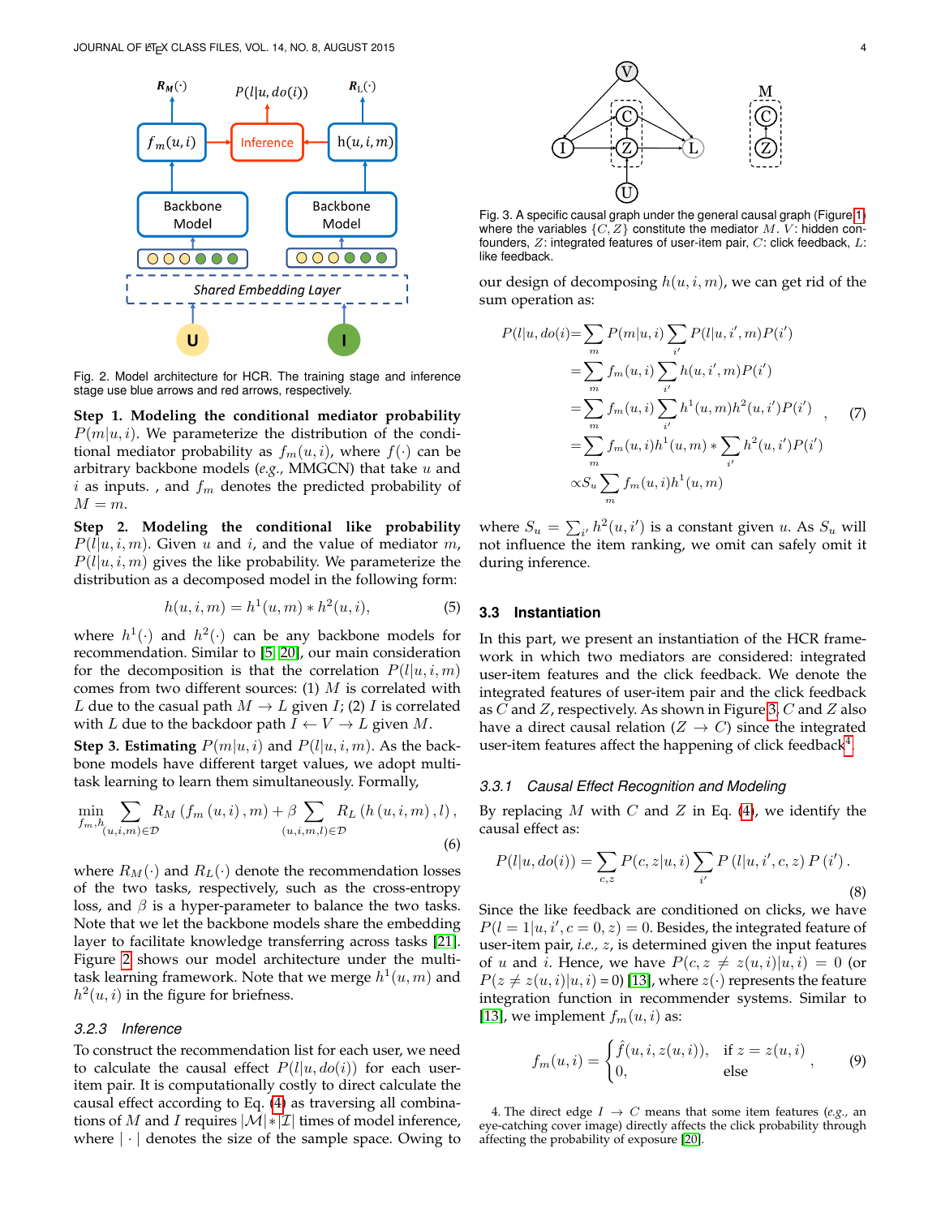Fig. 2. Model architecture for HCR. The training stage and inference stage use blue arrows and red arrows, respectively.

**Step 1. Modeling the conditional mediator probability** $P(m|u,i)$. We parameterize the distribution of the conditional mediator probability as $f_m(u,i)$, where $f(\cdot)$ can be arbitrary backbone models (*e.g.,* MMGCN) that take $u$ and $i$ as inputs. , and $f_m$ denotes the predicted probability of $M=m$.

**Step 2. Modeling the conditional like probability** $P(l|u,i,m)$. Given $u$ and $i$, and the value of mediator $m$, $P(l|u,i,m)$ gives the like probability. We parameterize the distribution as a decomposed model in the following form:

$$h(u,i,m) = h^1(u,m) * h^2(u,i), \tag{5}$$

where $h^1(\cdot)$ and $h^2(\cdot)$ can be any backbone models for recommendation. Similar to [5], [20], our main consideration for the decomposition is that the correlation $P(l|u,i,m)$ comes from two different sources: (1) $M$ is correlated with $L$ due to the casual path $M \to L$ given $I$; (2) $I$ is correlated with $L$ due to the backdoor path $I \leftarrow V \to L$ given $M$.

**Step 3. Estimating** $P(m|u,i)$ **and** $P(l|u,i,m)$. As the backbone models have different target values, we adopt multi-task learning to learn them simultaneously. Formally,

$$\min_{f_m,h} \sum_{(u,i,m)\in\mathcal{D}} R_M\left(f_m\left(u,i\right),m\right) + \beta \sum_{(u,i,m,l)\in\mathcal{D}} R_L\left(h\left(u,i,m\right),l\right), \tag{6}$$

where $R_M(\cdot)$ and $R_L(\cdot)$ denote the recommendation losses of the two tasks, respectively, such as the cross-entropy loss, and $\beta$ is a hyper-parameter to balance the two tasks. Note that we let the backbone models share the embedding layer to facilitate knowledge transferring across tasks [21]. Figure 2 shows our model architecture under the multi-task learning framework. Note that we merge $h^1(u,m)$ and $h^2(u,i)$ in the figure for briefness.

#### 3.2.3 Inference

To construct the recommendation list for each user, we need to calculate the causal effect $P(l|u,do(i))$ for each user-item pair. It is computationally costly to direct calculate the causal effect according to Eq. (4) as traversing all combinations of $M$ and $I$ requires $|\mathcal{M}| * |\mathcal{I}|$ times of model inference, where $|\cdot|$ denotes the size of the sample space. Owing to our design of decomposing $h(u,i,m)$, we can get rid of the sum operation as:

$$\begin{aligned}
P(l|u,do(i)) &= \sum_m P(m|u,i) \sum_{i'} P(l|u,i',m)P(i') \\
&= \sum_m f_m(u,i) \sum_{i'} h(u,i',m)P(i') \\
&= \sum_m f_m(u,i) \sum_{i'} h^1(u,m)h^2(u,i')P(i') \\
&= \sum_m f_m(u,i)h^1(u,m) * \sum_{i'} h^2(u,i')P(i') \\
&\propto S_u \sum_m f_m(u,i)h^1(u,m)
\end{aligned}, \tag{7}$$

where $S_u = \sum_{i'} h^2(u,i')$ is a constant given $u$. As $S_u$ will not influence the item ranking, we omit can safely omit it during inference.

Fig. 3. A specific causal graph under the general causal graph (Figure 1) where the variables $\{C,Z\}$ constitute the mediator $M$. $V$: hidden confounders, $Z$: integrated features of user-item pair, $C$: click feedback, $L$: like feedback.

### 3.3 Instantiation

In this part, we present an instantiation of the HCR framework in which two mediators are considered: integrated user-item features and the click feedback. We denote the integrated features of user-item pair and the click feedback as $C$ and $Z$, respectively. As shown in Figure 3, $C$ and $Z$ also have a direct causal relation ($Z \to C$) since the integrated user-item features affect the happening of click feedback[4].

#### 3.3.1 Causal Effect Recognition and Modeling

By replacing $M$ with $C$ and $Z$ in Eq. (4), we identify the causal effect as:

$$P(l|u,do(i)) = \sum_{c,z} P(c,z|u,i) \sum_{i'} P\left(l|u,i',c,z\right)P\left(i'\right). \tag{8}$$

Since the like feedback are conditioned on clicks, we have $P(l=1|u,i',c=0,z)=0$. Besides, the integrated feature of user-item pair, *i.e.,* $z$, is determined given the input features of $u$ and $i$. Hence, we have $P(c,z \neq z(u,i)|u,i) = 0$ (or $P(z \neq z(u,i)|u,i) = 0$) [13], where $z(\cdot)$ represents the feature integration function in recommender systems. Similar to [13], we implement $f_m(u,i)$ as:

$$f_m(u,i) = \begin{cases} \hat{f}(u,i,z(u,i)), & \text{if } z = z(u,i) \\ 0, & \text{else} \end{cases}, \tag{9}$$

4. The direct edge $I \to C$ means that some item features (*e.g.,* an eye-catching cover image) directly affects the click probability through affecting the probability of exposure [20].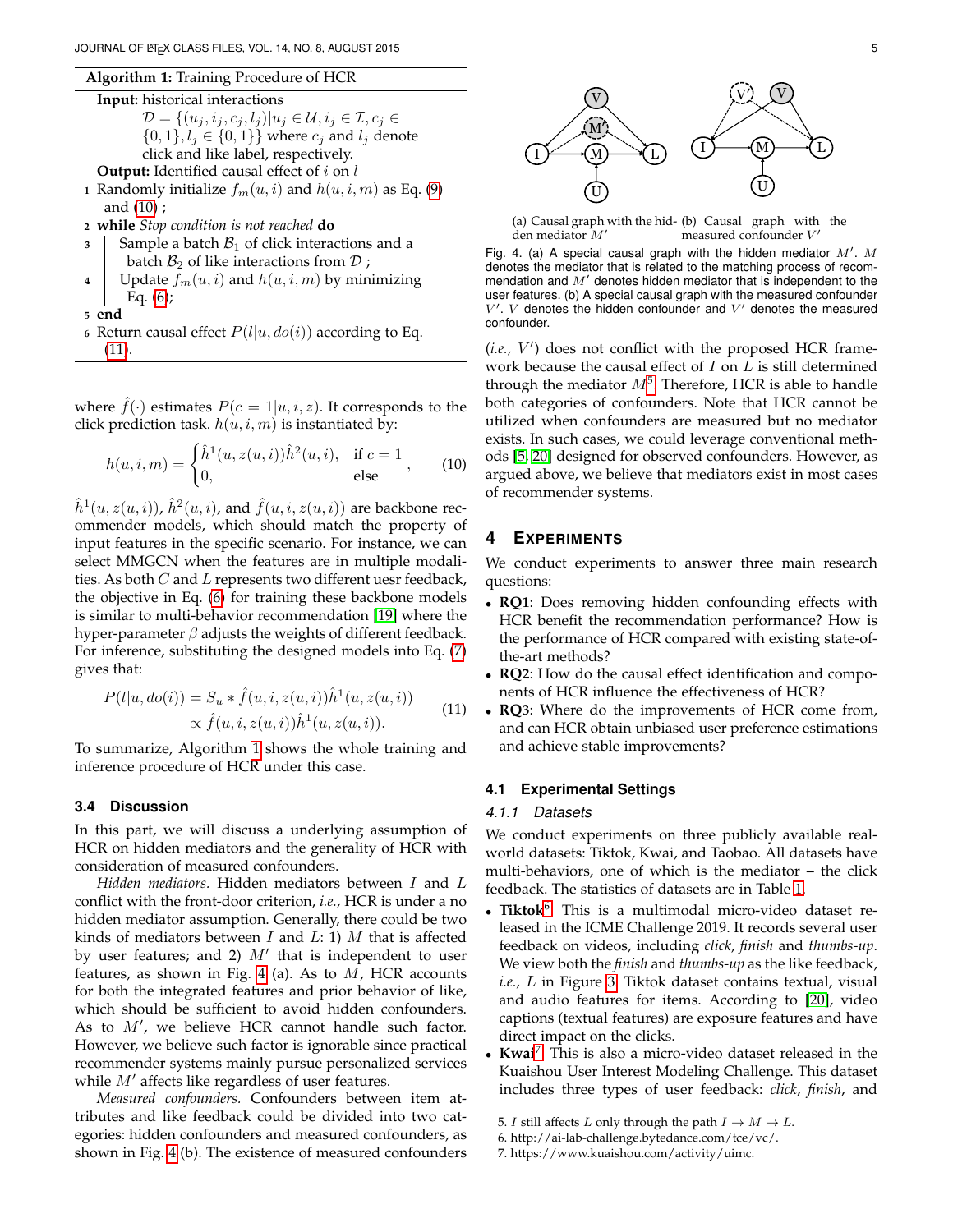**Algorithm 1:** Training Procedure of HCR

**Input:** historical interactions $\mathcal{D} = \{(u_j, i_j, c_j, l_j) | u_j \in \mathcal{U}, i_j \in \mathcal{I}, c_j \in \{0,1\}, l_j \in \{0,1\}\}$ where $c_j$ and $l_j$ denote click and like label, respectively.

**Output:** Identified causal effect of $i$ on $l$

1. Randomly initialize $f_m(u,i)$ and $h(u,i,m)$ as Eq. (9) and (10) ;
2. **while** *Stop condition is not reached* **do**
3. Sample a batch $\mathcal{B}_1$ of click interactions and a batch $\mathcal{B}_2$ of like interactions from $\mathcal{D}$ ;
4. Update $f_m(u,i)$ and $h(u,i,m)$ by minimizing Eq. (6);
5. **end**
6. Return causal effect $P(l|u, do(i))$ according to Eq. (11).

where $\hat{f}(\cdot)$ estimates $P(c = 1|u, i, z)$. It corresponds to the click prediction task. $h(u,i,m)$ is instantiated by:

$$h(u,i,m) = \begin{cases} \hat{h}^1(u, z(u,i))\hat{h}^2(u,i), & \text{if } c = 1 \\ 0, & \text{else} \end{cases}, \tag{10}$$

$\hat{h}^1(u, z(u,i))$, $\hat{h}^2(u,i)$, and $\hat{f}(u,i,z(u,i))$ are backbone recommender models, which should match the property of input features in the specific scenario. For instance, we can select MMGCN when the features are in multiple modalities. As both $C$ and $L$ represents two different uesr feedback, the objective in Eq. (6) for training these backbone models is similar to multi-behavior recommendation [19] where the hyper-parameter $\beta$ adjusts the weights of different feedback. For inference, substituting the designed models into Eq. (7) gives that:

$$\begin{aligned} P(l|u, do(i)) &= S_u * \hat{f}(u,i,z(u,i))\hat{h}^1(u, z(u,i)) \\ &\propto \hat{f}(u,i,z(u,i))\hat{h}^1(u, z(u,i)). \end{aligned} \tag{11}$$

To summarize, Algorithm 1 shows the whole training and inference procedure of HCR under this case.

### 3.4 Discussion

In this part, we will discuss a underlying assumption of HCR on hidden mediators and the generality of HCR with consideration of measured confounders.

*Hidden mediators.* Hidden mediators between $I$ and $L$ conflict with the front-door criterion, *i.e.,* HCR is under a no hidden mediator assumption. Generally, there could be two kinds of mediators between $I$ and $L$: 1) $M$ that is affected by user features; and 2) $M'$ that is independent to user features, as shown in Fig. 4 (a). As to $M$, HCR accounts for both the integrated features and prior behavior of like, which should be sufficient to avoid hidden confounders. As to $M'$, we believe HCR cannot handle such factor. However, we believe such factor is ignorable since practical recommender systems mainly pursue personalized services while $M'$ affects like regardless of user features.

*Measured confounders.* Confounders between item attributes and like feedback could be divided into two categories: hidden confounders and measured confounders, as shown in Fig. 4 (b). The existence of measured confounders

(a) Causal graph with the hidden mediator $M'$ (b) Causal graph with the measured confounder $V'$

Fig. 4. (a) A special causal graph with the hidden mediator $M'$. $M$ denotes the mediator that is related to the matching process of recommendation and $M'$ denotes hidden mediator that is independent to the user features. (b) A special causal graph with the measured confounder $V'$. $V$ denotes the hidden confounder and $V'$ denotes the measured confounder.

(*i.e.,* $V'$) does not conflict with the proposed HCR framework because the causal effect of $I$ on $L$ is still determined through the mediator $M$[5]. Therefore, HCR is able to handle both categories of confounders. Note that HCR cannot be utilized when confounders are measured but no mediator exists. In such cases, we could leverage conventional methods [5, 20] designed for observed confounders. However, as argued above, we believe that mediators exist in most cases of recommender systems.

## 4 Experiments

We conduct experiments to answer three main research questions:

- **RQ1**: Does removing hidden confounding effects with HCR benefit the recommendation performance? How is the performance of HCR compared with existing state-of-the-art methods?
- **RQ2**: How do the causal effect identification and components of HCR influence the effectiveness of HCR?
- **RQ3**: Where do the improvements of HCR come from, and can HCR obtain unbiased user preference estimations and achieve stable improvements?

### 4.1 Experimental Settings

#### 4.1.1 Datasets

We conduct experiments on three publicly available real-world datasets: Tiktok, Kwai, and Taobao. All datasets have multi-behaviors, one of which is the mediator – the click feedback. The statistics of datasets are in Table 1.

- **Tiktok**[6]. This is a multimodal micro-video dataset released in the ICME Challenge 2019. It records several user feedback on videos, including *click*, *finish* and *thumbs-up*. We view both the *finish* and *thumbs-up* as the like feedback, *i.e.,* $L$ in Figure 3. Tiktok dataset contains textual, visual and audio features for items. According to [20], video captions (textual features) are exposure features and have direct impact on the clicks.
- **Kwai**[7]. This is also a micro-video dataset released in the Kuaishou User Interest Modeling Challenge. This dataset includes three types of user feedback: *click*, *finish*, and

5. $I$ still affects $L$ only through the path $I \rightarrow M \rightarrow L$.
6. http://ai-lab-challenge.bytedance.com/tce/vc/.
7. https://www.kuaishou.com/activity/uimc.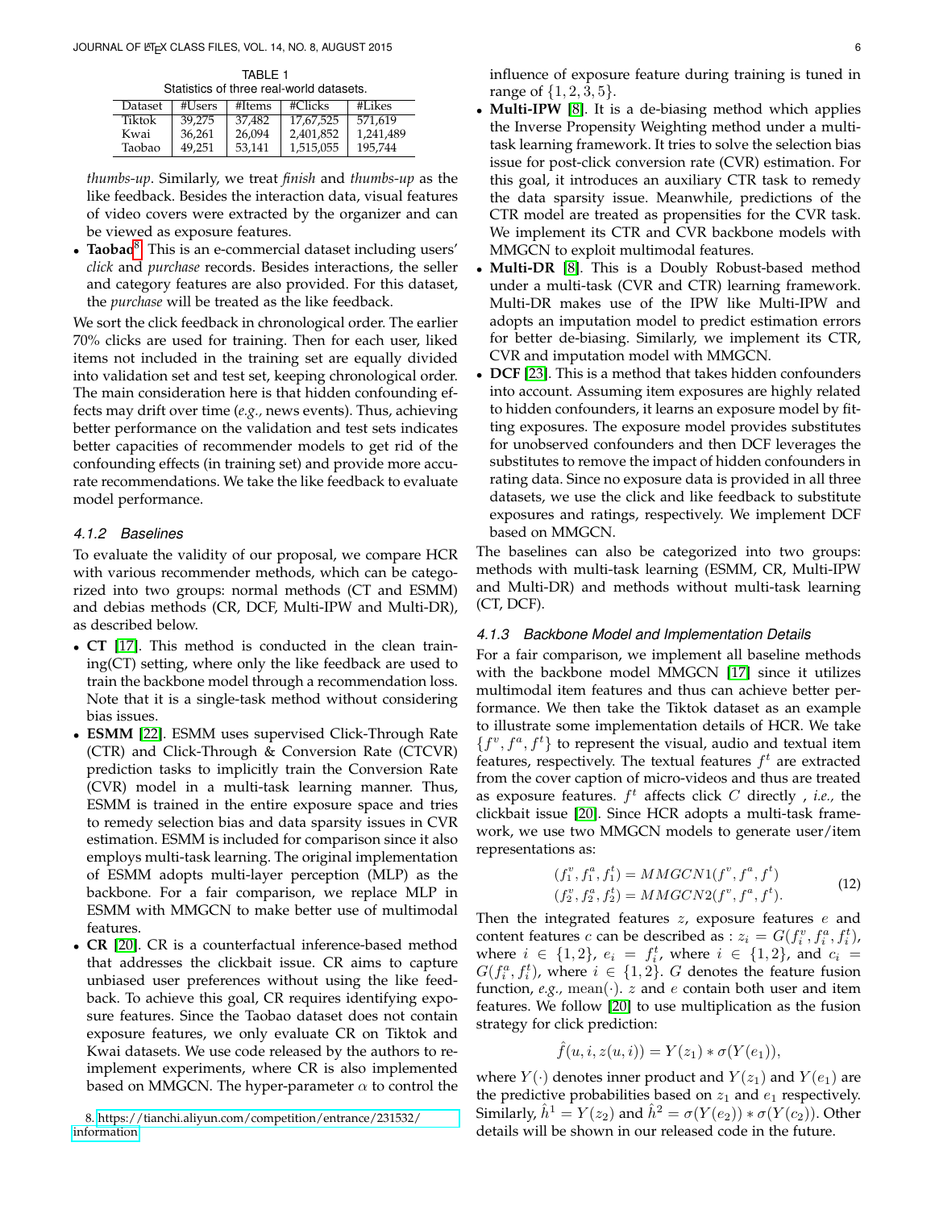TABLE 1
Statistics of three real-world datasets.

| Dataset | #Users | #Items | #Clicks | #Likes |
|---|---|---|---|---|
| Tiktok | 39,275 | 37,482 | 17,67,525 | 571,619 |
| Kwai | 36,261 | 26,094 | 2,401,852 | 1,241,489 |
| Taobao | 49,251 | 53,141 | 1,515,055 | 195,744 |

*thumbs-up*. Similarly, we treat *finish* and *thumbs-up* as the like feedback. Besides the interaction data, visual features of video covers were extracted by the organizer and can be viewed as exposure features.

- **Taobao**[8] This is an e-commercial dataset including users' *click* and *purchase* records. Besides interactions, the seller and category features are also provided. For this dataset, the *purchase* will be treated as the like feedback.

We sort the click feedback in chronological order. The earlier 70% clicks are used for training. Then for each user, liked items not included in the training set are equally divided into validation set and test set, keeping chronological order. The main consideration here is that hidden confounding effects may drift over time (*e.g.,* news events). Thus, achieving better performance on the validation and test sets indicates better capacities of recommender models to get rid of the confounding effects (in training set) and provide more accurate recommendations. We take the like feedback to evaluate model performance.

#### 4.1.2 Baselines

To evaluate the validity of our proposal, we compare HCR with various recommender methods, which can be categorized into two groups: normal methods (CT and ESMM) and debias methods (CR, DCF, Multi-IPW and Multi-DR), as described below.

- **CT** [17]. This method is conducted in the clean training(CT) setting, where only the like feedback are used to train the backbone model through a recommendation loss. Note that it is a single-task method without considering bias issues.
- **ESMM** [22]. ESMM uses supervised Click-Through Rate (CTR) and Click-Through & Conversion Rate (CTCVR) prediction tasks to implicitly train the Conversion Rate (CVR) model in a multi-task learning manner. Thus, ESMM is trained in the entire exposure space and tries to remedy selection bias and data sparsity issues in CVR estimation. ESMM is included for comparison since it also employs multi-task learning. The original implementation of ESMM adopts multi-layer perception (MLP) as the backbone. For a fair comparison, we replace MLP in ESMM with MMGCN to make better use of multimodal features.
- **CR** [20]. CR is a counterfactual inference-based method that addresses the clickbait issue. CR aims to capture unbiased user preferences without using the like feedback. To achieve this goal, CR requires identifying exposure features. Since the Taobao dataset does not contain exposure features, we only evaluate CR on Tiktok and Kwai datasets. We use code released by the authors to re-implement experiments, where CR is also implemented based on MMGCN. The hyper-parameter $\alpha$ to control the influence of exposure feature during training is tuned in range of $\{1, 2, 3, 5\}$.
- **Multi-IPW** [8]. It is a de-biasing method which applies the Inverse Propensity Weighting method under a multi-task learning framework. It tries to solve the selection bias issue for post-click conversion rate (CVR) estimation. For this goal, it introduces an auxiliary CTR task to remedy the data sparsity issue. Meanwhile, predictions of the CTR model are treated as propensities for the CVR task. We implement its CTR and CVR backbone models with MMGCN to exploit multimodal features.
- **Multi-DR** [8]. This is a Doubly Robust-based method under a multi-task (CVR and CTR) learning framework. Multi-DR makes use of the IPW like Multi-IPW and adopts an imputation model to predict estimation errors for better de-biasing. Similarly, we implement its CTR, CVR and imputation model with MMGCN.
- **DCF** [23]. This is a method that takes hidden confounders into account. Assuming item exposures are highly related to hidden confounders, it learns an exposure model by fitting exposures. The exposure model provides substitutes for unobserved confounders and then DCF leverages the substitutes to remove the impact of hidden confounders in rating data. Since no exposure data is provided in all three datasets, we use the click and like feedback to substitute exposures and ratings, respectively. We implement DCF based on MMGCN.

The baselines can also be categorized into two groups: methods with multi-task learning (ESMM, CR, Multi-IPW and Multi-DR) and methods without multi-task learning (CT, DCF).

#### 4.1.3 Backbone Model and Implementation Details

For a fair comparison, we implement all baseline methods with the backbone model MMGCN [17] since it utilizes multimodal item features and thus can achieve better performance. We then take the Tiktok dataset as an example to illustrate some implementation details of HCR. We take $\{f^v, f^a, f^t\}$ to represent the visual, audio and textual item features, respectively. The textual features $f^t$ are extracted from the cover caption of micro-videos and thus are treated as exposure features. $f^t$ affects click $C$ directly , *i.e.,* the clickbait issue [20]. Since HCR adopts a multi-task framework, we use two MMGCN models to generate user/item representations as:

$$
\begin{aligned}
(f_1^v, f_1^a, f_1^t) &= MMGCN1(f^v, f^a, f^t) \\
(f_2^v, f_2^a, f_2^t) &= MMGCN2(f^v, f^a, f^t).
\end{aligned} \tag{12}
$$

Then the integrated features $z$, exposure features $e$ and content features $c$ can be described as : $z_i = G(f_i^v, f_i^a, f_i^t)$, where $i \in \{1, 2\}$, $e_i = f_i^t$, where $i \in \{1, 2\}$, and $c_i = G(f_i^a, f_i^t)$, where $i \in \{1, 2\}$. $G$ denotes the feature fusion function, *e.g.,* $\text{mean}(\cdot)$. $z$ and $e$ contain both user and item features. We follow [20] to use multiplication as the fusion strategy for click prediction:

$$
\hat{f}(u, i, z(u, i)) = Y(z_1) * \sigma(Y(e_1)),
$$

where $Y(\cdot)$ denotes inner product and $Y(z_1)$ and $Y(e_1)$ are the predictive probabilities based on $z_1$ and $e_1$ respectively. Similarly, $\hat{h}^1 = Y(z_2)$ and $\hat{h}^2 = \sigma(Y(e_2)) * \sigma(Y(c_2))$. Other details will be shown in our released code in the future.

8. https://tianchi.aliyun.com/competition/entrance/231532/information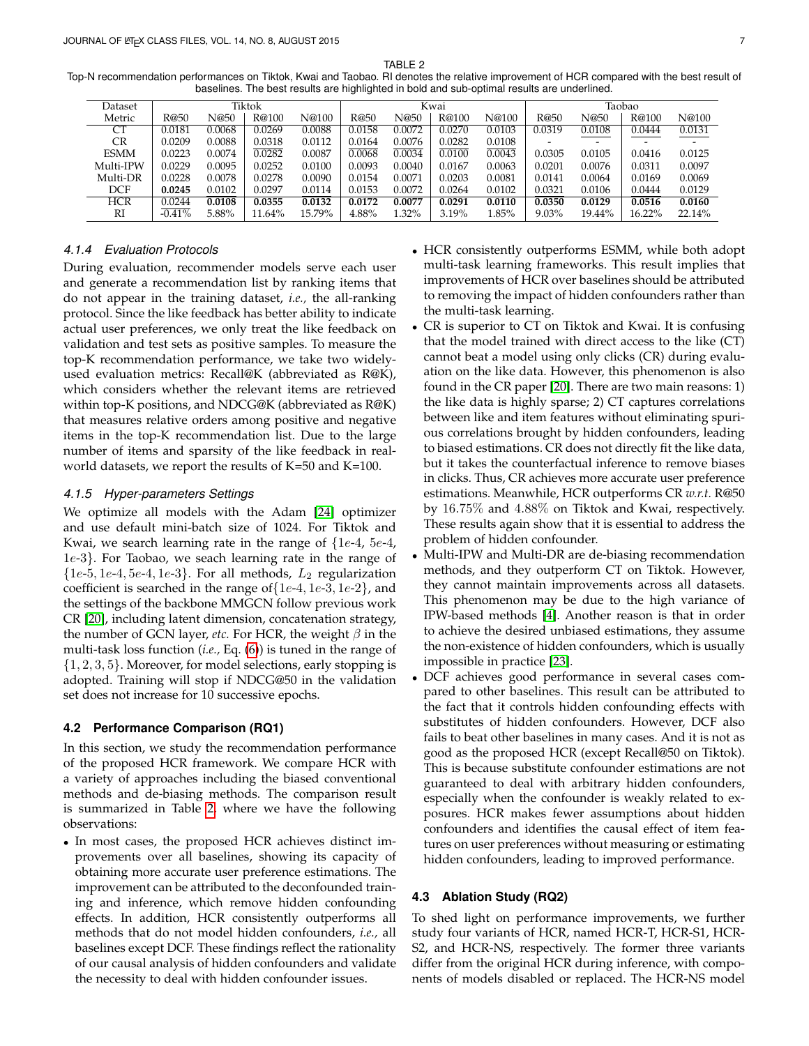TABLE 2
Top-N recommendation performances on Tiktok, Kwai and Taobao. RI denotes the relative improvement of HCR compared with the best result of baselines. The best results are highlighted in bold and sub-optimal results are underlined.

| Dataset | Tiktok | | | | Kwai | | | | Taobao | | | |
|---|---|---|---|---|---|---|---|---|---|---|---|---|
| Metric | R@50 | N@50 | R@100 | N@100 | R@50 | N@50 | R@100 | N@100 | R@50 | N@50 | R@100 | N@100 |
| CT | 0.0181 | 0.0068 | 0.0269 | 0.0088 | 0.0158 | 0.0072 | 0.0270 | 0.0103 | 0.0319 | 0.0108 | 0.0444 | 0.0131 |
| CR | 0.0209 | 0.0088 | 0.0318 | 0.0112 | 0.0164 | 0.0076 | 0.0282 | 0.0108 | - | - | - | - |
| ESMM | 0.0223 | 0.0074 | 0.0282 | 0.0087 | 0.0068 | 0.0034 | 0.0100 | 0.0043 | 0.0305 | 0.0105 | 0.0416 | 0.0125 |
| Multi-IPW | 0.0229 | 0.0095 | 0.0252 | 0.0100 | 0.0093 | 0.0040 | 0.0167 | 0.0063 | 0.0201 | 0.0076 | 0.0311 | 0.0097 |
| Multi-DR | 0.0228 | 0.0078 | 0.0278 | 0.0090 | 0.0154 | 0.0071 | 0.0203 | 0.0081 | 0.0141 | 0.0064 | 0.0169 | 0.0069 |
| DCF | **0.0245** | 0.0102 | 0.0297 | 0.0114 | 0.0153 | 0.0072 | 0.0264 | 0.0102 | 0.0321 | 0.0106 | 0.0444 | 0.0129 |
| HCR | 0.0244 | **0.0108** | **0.0355** | **0.0132** | **0.0172** | **0.0077** | **0.0291** | **0.0110** | **0.0350** | **0.0129** | **0.0516** | **0.0160** |
| RI | -0.41% | 5.88% | 11.64% | 15.79% | 4.88% | 1.32% | 3.19% | 1.85% | 9.03% | 19.44% | 16.22% | 22.14% |

#### 4.1.4 Evaluation Protocols

During evaluation, recommender models serve each user and generate a recommendation list by ranking items that do not appear in the training dataset, *i.e.,* the all-ranking protocol. Since the like feedback has better ability to indicate actual user preferences, we only treat the like feedback on validation and test sets as positive samples. To measure the top-K recommendation performance, we take two widely-used evaluation metrics: Recall@K (abbreviated as R@K), which considers whether the relevant items are retrieved within top-K positions, and NDCG@K (abbreviated as R@K) that measures relative orders among positive and negative items in the top-K recommendation list. Due to the large number of items and sparsity of the like feedback in real-world datasets, we report the results of K=50 and K=100.

#### 4.1.5 Hyper-parameters Settings

We optimize all models with the Adam [24] optimizer and use default mini-batch size of 1024. For Tiktok and Kwai, we search learning rate in the range of $\{1e\text{-}4, 5e\text{-}4, 1e\text{-}3\}$. For Taobao, we seach learning rate in the range of $\{1e\text{-}5, 1e\text{-}4, 5e\text{-}4, 1e\text{-}3\}$. For all methods, $L_2$ regularization coefficient is searched in the range of $\{1e\text{-}4, 1e\text{-}3, 1e\text{-}2\}$, and the settings of the backbone MMGCN follow previous work CR [20], including latent dimension, concatenation strategy, the number of GCN layer, *etc.* For HCR, the weight $\beta$ in the multi-task loss function (*i.e.,* Eq. (6)) is tuned in the range of $\{1, 2, 3, 5\}$. Moreover, for model selections, early stopping is adopted. Training will stop if NDCG@50 in the validation set does not increase for 10 successive epochs.

### 4.2 Performance Comparison (RQ1)

In this section, we study the recommendation performance of the proposed HCR framework. We compare HCR with a variety of approaches including the biased conventional methods and de-biasing methods. The comparison result is summarized in Table 2, where we have the following observations:

- In most cases, the proposed HCR achieves distinct improvements over all baselines, showing its capacity of obtaining more accurate user preference estimations. The improvement can be attributed to the deconfounded training and inference, which remove hidden confounding effects. In addition, HCR consistently outperforms all methods that do not model hidden confounders, *i.e.,* all baselines except DCF. These findings reflect the rationality of our causal analysis of hidden confounders and validate the necessity to deal with hidden confounder issues.
- HCR consistently outperforms ESMM, while both adopt multi-task learning frameworks. This result implies that improvements of HCR over baselines should be attributed to removing the impact of hidden confounders rather than the multi-task learning.
- CR is superior to CT on Tiktok and Kwai. It is confusing that the model trained with direct access to the like (CT) cannot beat a model using only clicks (CR) during evaluation on the like data. However, this phenomenon is also found in the CR paper [20]. There are two main reasons: 1) the like data is highly sparse; 2) CT captures correlations between like and item features without eliminating spurious correlations brought by hidden confounders, leading to biased estimations. CR does not directly fit the like data, but it takes the counterfactual inference to remove biases in clicks. Thus, CR achieves more accurate user preference estimations. Meanwhile, HCR outperforms CR *w.r.t.* R@50 by $16.75\%$ and $4.88\%$ on Tiktok and Kwai, respectively. These results again show that it is essential to address the problem of hidden confounder.
- Multi-IPW and Multi-DR are de-biasing recommendation methods, and they outperform CT on Tiktok. However, they cannot maintain improvements across all datasets. This phenomenon may be due to the high variance of IPW-based methods [4]. Another reason is that in order to achieve the desired unbiased estimations, they assume the non-existence of hidden confounders, which is usually impossible in practice [23].
- DCF achieves good performance in several cases compared to other baselines. This result can be attributed to the fact that it controls hidden confounding effects with substitutes of hidden confounders. However, DCF also fails to beat other baselines in many cases. And it is not as good as the proposed HCR (except Recall@50 on Tiktok). This is because substitute confounder estimations are not guaranteed to deal with arbitrary hidden confounders, especially when the confounder is weakly related to exposures. HCR makes fewer assumptions about hidden confounders and identifies the causal effect of item features on user preferences without measuring or estimating hidden confounders, leading to improved performance.

### 4.3 Ablation Study (RQ2)

To shed light on performance improvements, we further study four variants of HCR, named HCR-T, HCR-S1, HCR-S2, and HCR-NS, respectively. The former three variants differ from the original HCR during inference, with components of models disabled or replaced. The HCR-NS model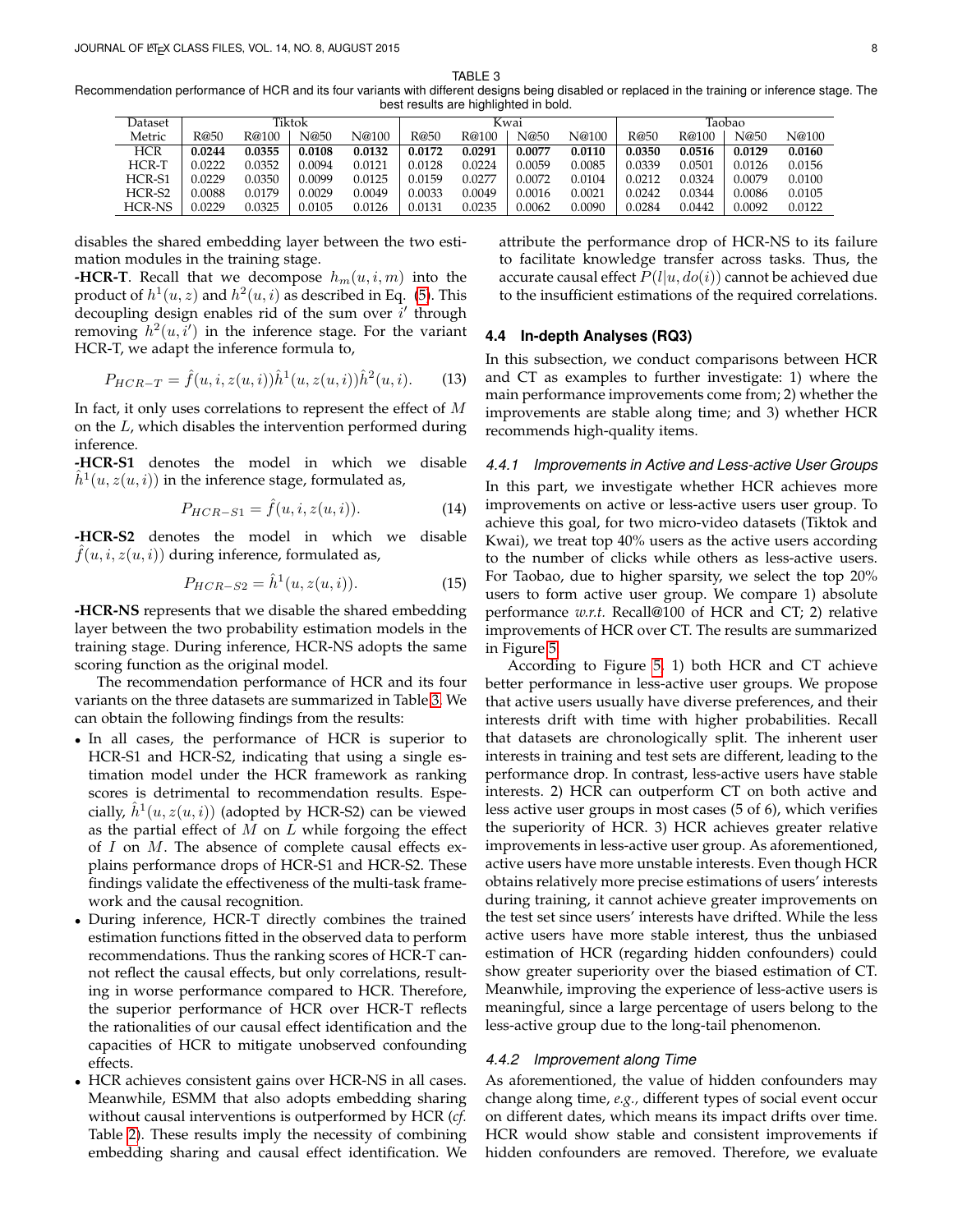TABLE 3
Recommendation performance of HCR and its four variants with different designs being disabled or replaced in the training or inference stage. The best results are highlighted in bold.

| Dataset | Tiktok | | | | Kwai | | | | Taobao | | | |
|---|---|---|---|---|---|---|---|---|---|---|---|---|
| Metric | R@50 | R@100 | N@50 | N@100 | R@50 | R@100 | N@50 | N@100 | R@50 | R@100 | N@50 | N@100 |
| HCR | **0.0244** | **0.0355** | **0.0108** | **0.0132** | **0.0172** | **0.0291** | **0.0077** | **0.0110** | **0.0350** | **0.0516** | **0.0129** | **0.0160** |
| HCR-T | 0.0222 | 0.0352 | 0.0094 | 0.0121 | 0.0128 | 0.0224 | 0.0059 | 0.0085 | 0.0339 | 0.0501 | 0.0126 | 0.0156 |
| HCR-S1 | 0.0229 | 0.0350 | 0.0099 | 0.0125 | 0.0159 | 0.0277 | 0.0072 | 0.0104 | 0.0212 | 0.0324 | 0.0079 | 0.0100 |
| HCR-S2 | 0.0088 | 0.0179 | 0.0029 | 0.0049 | 0.0033 | 0.0049 | 0.0016 | 0.0021 | 0.0242 | 0.0344 | 0.0086 | 0.0105 |
| HCR-NS | 0.0229 | 0.0325 | 0.0105 | 0.0126 | 0.0131 | 0.0235 | 0.0062 | 0.0090 | 0.0284 | 0.0442 | 0.0092 | 0.0122 |

disables the shared embedding layer between the two estimation modules in the training stage.

**-HCR-T**. Recall that we decompose $h_m(u, i, m)$ into the product of $h^1(u, z)$ and $h^2(u, i)$ as described in Eq. (5). This decoupling design enables rid of the sum over $i'$ through removing $h^2(u, i')$ in the inference stage. For the variant HCR-T, we adapt the inference formula to,

$$P_{HCR-T} = \hat{f}(u, i, z(u, i))\hat{h}^1(u, z(u, i))\hat{h}^2(u, i). \tag{13}$$

In fact, it only uses correlations to represent the effect of $M$ on the $L$, which disables the intervention performed during inference.

**-HCR-S1** denotes the model in which we disable $\hat{h}^1(u, z(u, i))$ in the inference stage, formulated as,

$$P_{HCR-S1} = \hat{f}(u, i, z(u, i)). \tag{14}$$

**-HCR-S2** denotes the model in which we disable $\hat{f}(u, i, z(u, i))$ during inference, formulated as,

$$P_{HCR-S2} = \hat{h}^1(u, z(u, i)). \tag{15}$$

**-HCR-NS** represents that we disable the shared embedding layer between the two probability estimation models in the training stage. During inference, HCR-NS adopts the same scoring function as the original model.

The recommendation performance of HCR and its four variants on the three datasets are summarized in Table 3. We can obtain the following findings from the results:

- In all cases, the performance of HCR is superior to HCR-S1 and HCR-S2, indicating that using a single estimation model under the HCR framework as ranking scores is detrimental to recommendation results. Especially, $\hat{h}^1(u, z(u, i))$ (adopted by HCR-S2) can be viewed as the partial effect of $M$ on $L$ while forgoing the effect of $I$ on $M$. The absence of complete causal effects explains performance drops of HCR-S1 and HCR-S2. These findings validate the effectiveness of the multi-task framework and the causal recognition.
- During inference, HCR-T directly combines the trained estimation functions fitted in the observed data to perform recommendations. Thus the ranking scores of HCR-T cannot reflect the causal effects, but only correlations, resulting in worse performance compared to HCR. Therefore, the superior performance of HCR over HCR-T reflects the rationalities of our causal effect identification and the capacities of HCR to mitigate unobserved confounding effects.
- HCR achieves consistent gains over HCR-NS in all cases. Meanwhile, ESMM that also adopts embedding sharing without causal interventions is outperformed by HCR (*cf.* Table 2). These results imply the necessity of combining embedding sharing and causal effect identification. We attribute the performance drop of HCR-NS to its failure to facilitate knowledge transfer across tasks. Thus, the accurate causal effect $P(l|u, do(i))$ cannot be achieved due to the insufficient estimations of the required correlations.

### 4.4 In-depth Analyses (RQ3)

In this subsection, we conduct comparisons between HCR and CT as examples to further investigate: 1) where the main performance improvements come from; 2) whether the improvements are stable along time; and 3) whether HCR recommends high-quality items.

#### 4.4.1 Improvements in Active and Less-active User Groups

In this part, we investigate whether HCR achieves more improvements on active or less-active users user group. To achieve this goal, for two micro-video datasets (Tiktok and Kwai), we treat top 40% users as the active users according to the number of clicks while others as less-active users. For Taobao, due to higher sparsity, we select the top 20% users to form active user group. We compare 1) absolute performance *w.r.t.* Recall@100 of HCR and CT; 2) relative improvements of HCR over CT. The results are summarized in Figure 5.

According to Figure 5, 1) both HCR and CT achieve better performance in less-active user groups. We propose that active users usually have diverse preferences, and their interests drift with time with higher probabilities. Recall that datasets are chronologically split. The inherent user interests in training and test sets are different, leading to the performance drop. In contrast, less-active users have stable interests. 2) HCR can outperform CT on both active and less active user groups in most cases (5 of 6), which verifies the superiority of HCR. 3) HCR achieves greater relative improvements in less-active user group. As aforementioned, active users have more unstable interests. Even though HCR obtains relatively more precise estimations of users' interests during training, it cannot achieve greater improvements on the test set since users' interests have drifted. While the less active users have more stable interest, thus the unbiased estimation of HCR (regarding hidden confounders) could show greater superiority over the biased estimation of CT. Meanwhile, improving the experience of less-active users is meaningful, since a large percentage of users belong to the less-active group due to the long-tail phenomenon.

#### 4.4.2 Improvement along Time

As aforementioned, the value of hidden confounders may change along time, *e.g.,* different types of social event occur on different dates, which means its impact drifts over time. HCR would show stable and consistent improvements if hidden confounders are removed. Therefore, we evaluate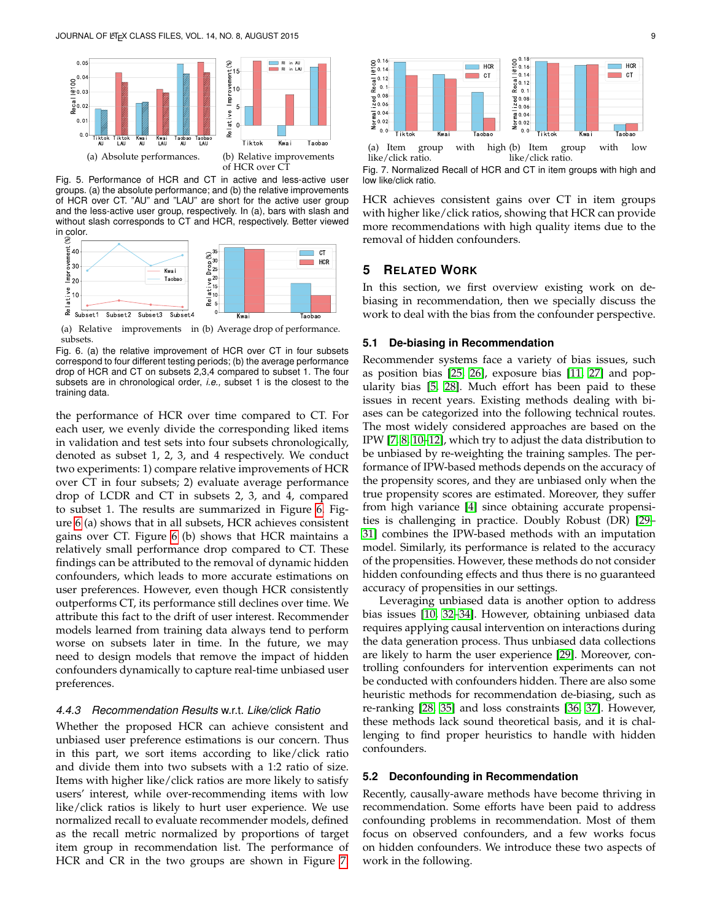(a) Absolute performances.

(b) Relative improvements of HCR over CT

Fig. 5. Performance of HCR and CT in active and less-active user groups. (a) the absolute performance; and (b) the relative improvements of HCR over CT. "AU" and "LAU" are short for the active user group and the less-active user group, respectively. In (a), bars with slash and without slash corresponds to CT and HCR, respectively. Better viewed in color.

(a) Relative improvements in subsets.

(b) Average drop of performance.

Fig. 6. (a) the relative improvement of HCR over CT in four subsets correspond to four different testing periods; (b) the average performance drop of HCR and CT on subsets 2,3,4 compared to subset 1. The four subsets are in chronological order, *i.e.*, subset 1 is the closest to the training data.

the performance of HCR over time compared to CT. For each user, we evenly divide the corresponding liked items in validation and test sets into four subsets chronologically, denoted as subset 1, 2, 3, and 4 respectively. We conduct two experiments: 1) compare relative improvements of HCR over CT in four subsets; 2) evaluate average performance drop of LCDR and CT in subsets 2, 3, and 4, compared to subset 1. The results are summarized in Figure 6. Figure 6 (a) shows that in all subsets, HCR achieves consistent gains over CT. Figure 6 (b) shows that HCR maintains a relatively small performance drop compared to CT. These findings can be attributed to the removal of dynamic hidden confounders, which leads to more accurate estimations on user preferences. However, even though HCR consistently outperforms CT, its performance still declines over time. We attribute this fact to the drift of user interest. Recommender models learned from training data always tend to perform worse on subsets later in time. In the future, we may need to design models that remove the impact of hidden confounders dynamically to capture real-time unbiased user preferences.

#### 4.4.3 *Recommendation Results* w.r.t. *Like/click Ratio*

Whether the proposed HCR can achieve consistent and unbiased user preference estimations is our concern. Thus in this part, we sort items according to like/click ratio and divide them into two subsets with a 1:2 ratio of size. Items with higher like/click ratios are more likely to satisfy users' interest, while over-recommending items with low like/click ratios is likely to hurt user experience. We use normalized recall to evaluate recommender models, defined as the recall metric normalized by proportions of target item group in recommendation list. The performance of HCR and CR in the two groups are shown in Figure 7.

(a) Item group with high like/click ratio.

(b) Item group with low like/click ratio.

Fig. 7. Normalized Recall of HCR and CT in item groups with high and low like/click ratio.

HCR achieves consistent gains over CT in item groups with higher like/click ratios, showing that HCR can provide more recommendations with high quality items due to the removal of hidden confounders.

## 5 Related Work

In this section, we first overview existing work on debiasing in recommendation, then we specially discuss the work to deal with the bias from the confounder perspective.

### 5.1 De-biasing in Recommendation

Recommender systems face a variety of bias issues, such as position bias [25], [26], exposure bias [11], [27] and popularity bias [5], [28]. Much effort has been paid to these issues in recent years. Existing methods dealing with biases can be categorized into the following technical routes. The most widely considered approaches are based on the IPW [7], [8], [10]–[12], which try to adjust the data distribution to be unbiased by re-weighting the training samples. The performance of IPW-based methods depends on the accuracy of the propensity scores, and they are unbiased only when the true propensity scores are estimated. Moreover, they suffer from high variance [4] since obtaining accurate propensities is challenging in practice. Doubly Robust (DR) [29]–[31] combines the IPW-based methods with an imputation model. Similarly, its performance is related to the accuracy of the propensities. However, these methods do not consider hidden confounding effects and thus there is no guaranteed accuracy of propensities in our settings.

Leveraging unbiased data is another option to address bias issues [10], [32]–[34]. However, obtaining unbiased data requires applying causal intervention on interactions during the data generation process. Thus unbiased data collections are likely to harm the user experience [29]. Moreover, controlling confounders for intervention experiments can not be conducted with confounders hidden. There are also some heuristic methods for recommendation de-biasing, such as re-ranking [28], [35] and loss constraints [36], [37]. However, these methods lack sound theoretical basis, and it is challenging to find proper heuristics to handle with hidden confounders.

### 5.2 Deconfounding in Recommendation

Recently, causally-aware methods have become thriving in recommendation. Some efforts have been paid to address confounding problems in recommendation. Most of them focus on observed confounders, and a few works focus on hidden confounders. We introduce these two aspects of work in the following.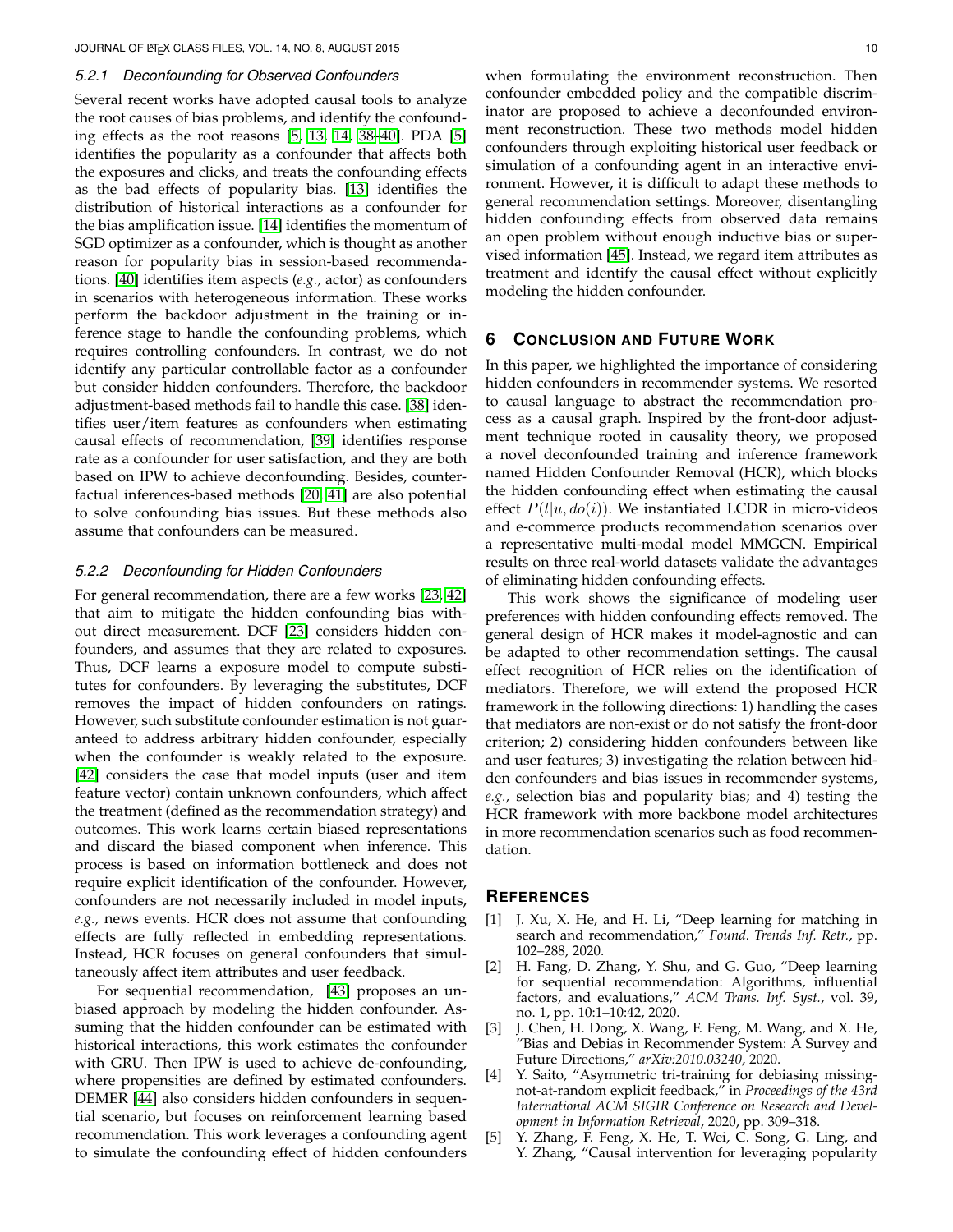#### 5.2.1 Deconfounding for Observed Confounders

Several recent works have adopted causal tools to analyze the root causes of bias problems, and identify the confounding effects as the root reasons [5, 13, 14, 38–40]. PDA [5] identifies the popularity as a confounder that affects both the exposures and clicks, and treats the confounding effects as the bad effects of popularity bias. [13] identifies the distribution of historical interactions as a confounder for the bias amplification issue. [14] identifies the momentum of SGD optimizer as a confounder, which is thought as another reason for popularity bias in session-based recommendations. [40] identifies item aspects (*e.g.,* actor) as confounders in scenarios with heterogeneous information. These works perform the backdoor adjustment in the training or inference stage to handle the confounding problems, which requires controlling confounders. In contrast, we do not identify any particular controllable factor as a confounder but consider hidden confounders. Therefore, the backdoor adjustment-based methods fail to handle this case. [38] identifies user/item features as confounders when estimating causal effects of recommendation, [39] identifies response rate as a confounder for user satisfaction, and they are both based on IPW to achieve deconfounding. Besides, counterfactual inferences-based methods [20, 41] are also potential to solve confounding bias issues. But these methods also assume that confounders can be measured.

#### 5.2.2 Deconfounding for Hidden Confounders

For general recommendation, there are a few works [23, 42] that aim to mitigate the hidden confounding bias without direct measurement. DCF [23] considers hidden confounders, and assumes that they are related to exposures. Thus, DCF learns a exposure model to compute substitutes for confounders. By leveraging the substitutes, DCF removes the impact of hidden confounders on ratings. However, such substitute confounder estimation is not guaranteed to address arbitrary hidden confounder, especially when the confounder is weakly related to the exposure. [42] considers the case that model inputs (user and item feature vector) contain unknown confounders, which affect the treatment (defined as the recommendation strategy) and outcomes. This work learns certain biased representations and discard the biased component when inference. This process is based on information bottleneck and does not require explicit identification of the confounder. However, confounders are not necessarily included in model inputs, *e.g.,* news events. HCR does not assume that confounding effects are fully reflected in embedding representations. Instead, HCR focuses on general confounders that simultaneously affect item attributes and user feedback.

For sequential recommendation, [43] proposes an unbiased approach by modeling the hidden confounder. Assuming that the hidden confounder can be estimated with historical interactions, this work estimates the confounder with GRU. Then IPW is used to achieve de-confounding, where propensities are defined by estimated confounders. DEMER [44] also considers hidden confounders in sequential scenario, but focuses on reinforcement learning based recommendation. This work leverages a confounding agent to simulate the confounding effect of hidden confounders when formulating the environment reconstruction. Then confounder embedded policy and the compatible discriminator are proposed to achieve a deconfounded environment reconstruction. These two methods model hidden confounders through exploiting historical user feedback or simulation of a confounding agent in an interactive environment. However, it is difficult to adapt these methods to general recommendation settings. Moreover, disentangling hidden confounding effects from observed data remains an open problem without enough inductive bias or supervised information [45]. Instead, we regard item attributes as treatment and identify the causal effect without explicitly modeling the hidden confounder.

## 6 Conclusion and Future Work

In this paper, we highlighted the importance of considering hidden confounders in recommender systems. We resorted to causal language to abstract the recommendation process as a causal graph. Inspired by the front-door adjustment technique rooted in causality theory, we proposed a novel deconfounded training and inference framework named Hidden Confounder Removal (HCR), which blocks the hidden confounding effect when estimating the causal effect $P(l|u, do(i))$. We instantiated LCDR in micro-videos and e-commerce products recommendation scenarios over a representative multi-modal model MMGCN. Empirical results on three real-world datasets validate the advantages of eliminating hidden confounding effects.

This work shows the significance of modeling user preferences with hidden confounding effects removed. The general design of HCR makes it model-agnostic and can be adapted to other recommendation settings. The causal effect recognition of HCR relies on the identification of mediators. Therefore, we will extend the proposed HCR framework in the following directions: 1) handling the cases that mediators are non-exist or do not satisfy the front-door criterion; 2) considering hidden confounders between like and user features; 3) investigating the relation between hidden confounders and bias issues in recommender systems, *e.g.,* selection bias and popularity bias; and 4) testing the HCR framework with more backbone model architectures in more recommendation scenarios such as food recommendation.

## References

[1] J. Xu, X. He, and H. Li, "Deep learning for matching in search and recommendation," *Found. Trends Inf. Retr.*, pp. 102–288, 2020.

[2] H. Fang, D. Zhang, Y. Shu, and G. Guo, "Deep learning for sequential recommendation: Algorithms, influential factors, and evaluations," *ACM Trans. Inf. Syst.*, vol. 39, no. 1, pp. 10:1–10:42, 2020.

[3] J. Chen, H. Dong, X. Wang, F. Feng, M. Wang, and X. He, "Bias and Debias in Recommender System: A Survey and Future Directions," *arXiv:2010.03240*, 2020.

[4] Y. Saito, "Asymmetric tri-training for debiasing missing-not-at-random explicit feedback," in *Proceedings of the 43rd International ACM SIGIR Conference on Research and Development in Information Retrieval*, 2020, pp. 309–318.

[5] Y. Zhang, F. Feng, X. He, T. Wei, C. Song, G. Ling, and Y. Zhang, "Causal intervention for leveraging popularity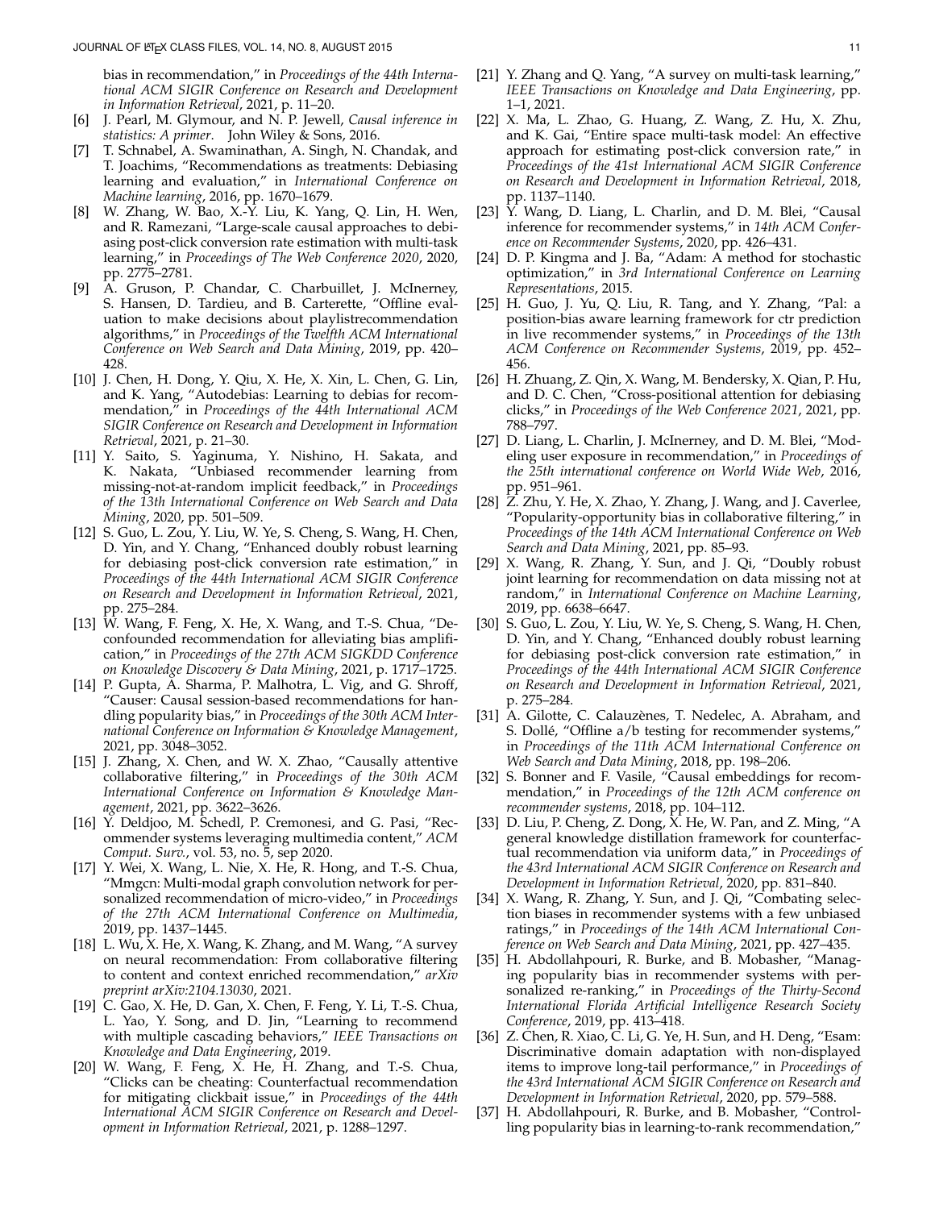bias in recommendation," in *Proceedings of the 44th International ACM SIGIR Conference on Research and Development in Information Retrieval*, 2021, p. 11–20.

[6] J. Pearl, M. Glymour, and N. P. Jewell, *Causal inference in statistics: A primer*. John Wiley & Sons, 2016.

[7] T. Schnabel, A. Swaminathan, A. Singh, N. Chandak, and T. Joachims, "Recommendations as treatments: Debiasing learning and evaluation," in *International Conference on Machine learning*, 2016, pp. 1670–1679.

[8] W. Zhang, W. Bao, X.-Y. Liu, K. Yang, Q. Lin, H. Wen, and R. Ramezani, "Large-scale causal approaches to debiasing post-click conversion rate estimation with multi-task learning," in *Proceedings of The Web Conference 2020*, 2020, pp. 2775–2781.

[9] A. Gruson, P. Chandar, C. Charbuillet, J. McInerney, S. Hansen, D. Tardieu, and B. Carterette, "Offline evaluation to make decisions about playlistrecommendation algorithms," in *Proceedings of the Twelfth ACM International Conference on Web Search and Data Mining*, 2019, pp. 420–428.

[10] J. Chen, H. Dong, Y. Qiu, X. He, X. Xin, L. Chen, G. Lin, and K. Yang, "Autodebias: Learning to debias for recommendation," in *Proceedings of the 44th International ACM SIGIR Conference on Research and Development in Information Retrieval*, 2021, p. 21–30.

[11] Y. Saito, S. Yaginuma, Y. Nishino, H. Sakata, and K. Nakata, "Unbiased recommender learning from missing-not-at-random implicit feedback," in *Proceedings of the 13th International Conference on Web Search and Data Mining*, 2020, pp. 501–509.

[12] S. Guo, L. Zou, Y. Liu, W. Ye, S. Cheng, S. Wang, H. Chen, D. Yin, and Y. Chang, "Enhanced doubly robust learning for debiasing post-click conversion rate estimation," in *Proceedings of the 44th International ACM SIGIR Conference on Research and Development in Information Retrieval*, 2021, pp. 275–284.

[13] W. Wang, F. Feng, X. He, X. Wang, and T.-S. Chua, "Deconfounded recommendation for alleviating bias amplification," in *Proceedings of the 27th ACM SIGKDD Conference on Knowledge Discovery & Data Mining*, 2021, p. 1717–1725.

[14] P. Gupta, A. Sharma, P. Malhotra, L. Vig, and G. Shroff, "Causer: Causal session-based recommendations for handling popularity bias," in *Proceedings of the 30th ACM International Conference on Information & Knowledge Management*, 2021, pp. 3048–3052.

[15] J. Zhang, X. Chen, and W. X. Zhao, "Causally attentive collaborative filtering," in *Proceedings of the 30th ACM International Conference on Information & Knowledge Management*, 2021, pp. 3622–3626.

[16] Y. Deldjoo, M. Schedl, P. Cremonesi, and G. Pasi, "Recommender systems leveraging multimedia content," *ACM Comput. Surv.*, vol. 53, no. 5, sep 2020.

[17] Y. Wei, X. Wang, L. Nie, X. He, R. Hong, and T.-S. Chua, "Mmgcn: Multi-modal graph convolution network for personalized recommendation of micro-video," in *Proceedings of the 27th ACM International Conference on Multimedia*, 2019, pp. 1437–1445.

[18] L. Wu, X. He, X. Wang, K. Zhang, and M. Wang, "A survey on neural recommendation: From collaborative filtering to content and context enriched recommendation," *arXiv preprint arXiv:2104.13030*, 2021.

[19] C. Gao, X. He, D. Gan, X. Chen, F. Feng, Y. Li, T.-S. Chua, L. Yao, Y. Song, and D. Jin, "Learning to recommend with multiple cascading behaviors," *IEEE Transactions on Knowledge and Data Engineering*, 2019.

[20] W. Wang, F. Feng, X. He, H. Zhang, and T.-S. Chua, "Clicks can be cheating: Counterfactual recommendation for mitigating clickbait issue," in *Proceedings of the 44th International ACM SIGIR Conference on Research and Development in Information Retrieval*, 2021, p. 1288–1297.

[21] Y. Zhang and Q. Yang, "A survey on multi-task learning," *IEEE Transactions on Knowledge and Data Engineering*, pp. 1–1, 2021.

[22] X. Ma, L. Zhao, G. Huang, Z. Wang, Z. Hu, X. Zhu, and K. Gai, "Entire space multi-task model: An effective approach for estimating post-click conversion rate," in *Proceedings of the 41st International ACM SIGIR Conference on Research and Development in Information Retrieval*, 2018, pp. 1137–1140.

[23] Y. Wang, D. Liang, L. Charlin, and D. M. Blei, "Causal inference for recommender systems," in *14th ACM Conference on Recommender Systems*, 2020, pp. 426–431.

[24] D. P. Kingma and J. Ba, "Adam: A method for stochastic optimization," in *3rd International Conference on Learning Representations*, 2015.

[25] H. Guo, J. Yu, Q. Liu, R. Tang, and Y. Zhang, "Pal: a position-bias aware learning framework for ctr prediction in live recommender systems," in *Proceedings of the 13th ACM Conference on Recommender Systems*, 2019, pp. 452–456.

[26] H. Zhuang, Z. Qin, X. Wang, M. Bendersky, X. Qian, P. Hu, and D. C. Chen, "Cross-positional attention for debiasing clicks," in *Proceedings of the Web Conference 2021*, 2021, pp. 788–797.

[27] D. Liang, L. Charlin, J. McInerney, and D. M. Blei, "Modeling user exposure in recommendation," in *Proceedings of the 25th international conference on World Wide Web*, 2016, pp. 951–961.

[28] Z. Zhu, Y. He, X. Zhao, Y. Zhang, J. Wang, and J. Caverlee, "Popularity-opportunity bias in collaborative filtering," in *Proceedings of the 14th ACM International Conference on Web Search and Data Mining*, 2021, pp. 85–93.

[29] X. Wang, R. Zhang, Y. Sun, and J. Qi, "Doubly robust joint learning for recommendation on data missing not at random," in *International Conference on Machine Learning*, 2019, pp. 6638–6647.

[30] S. Guo, L. Zou, Y. Liu, W. Ye, S. Cheng, S. Wang, H. Chen, D. Yin, and Y. Chang, "Enhanced doubly robust learning for debiasing post-click conversion rate estimation," in *Proceedings of the 44th International ACM SIGIR Conference on Research and Development in Information Retrieval*, 2021, p. 275–284.

[31] A. Gilotte, C. Calauzènes, T. Nedelec, A. Abraham, and S. Dollé, "Offline a/b testing for recommender systems," in *Proceedings of the 11th ACM International Conference on Web Search and Data Mining*, 2018, pp. 198–206.

[32] S. Bonner and F. Vasile, "Causal embeddings for recommendation," in *Proceedings of the 12th ACM conference on recommender systems*, 2018, pp. 104–112.

[33] D. Liu, P. Cheng, Z. Dong, X. He, W. Pan, and Z. Ming, "A general knowledge distillation framework for counterfactual recommendation via uniform data," in *Proceedings of the 43rd International ACM SIGIR Conference on Research and Development in Information Retrieval*, 2020, pp. 831–840.

[34] X. Wang, R. Zhang, Y. Sun, and J. Qi, "Combating selection biases in recommender systems with a few unbiased ratings," in *Proceedings of the 14th ACM International Conference on Web Search and Data Mining*, 2021, pp. 427–435.

[35] H. Abdollahpouri, R. Burke, and B. Mobasher, "Managing popularity bias in recommender systems with personalized re-ranking," in *Proceedings of the Thirty-Second International Florida Artificial Intelligence Research Society Conference*, 2019, pp. 413–418.

[36] Z. Chen, R. Xiao, C. Li, G. Ye, H. Sun, and H. Deng, "Esam: Discriminative domain adaptation with non-displayed items to improve long-tail performance," in *Proceedings of the 43rd International ACM SIGIR Conference on Research and Development in Information Retrieval*, 2020, pp. 579–588.

[37] H. Abdollahpouri, R. Burke, and B. Mobasher, "Controlling popularity bias in learning-to-rank recommendation,"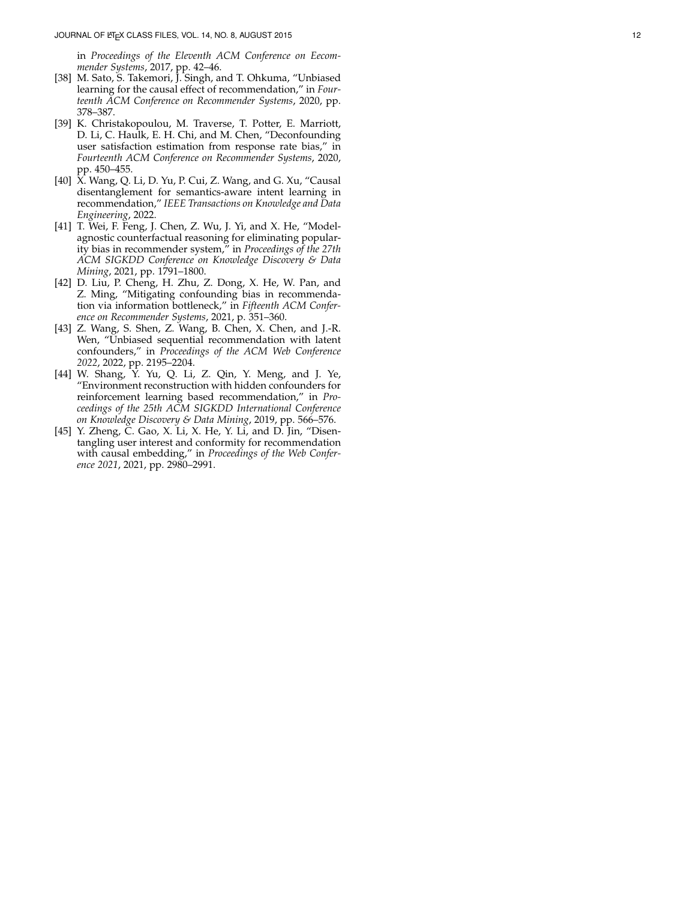in *Proceedings of the Eleventh ACM Conference on Eecommender Systems*, 2017, pp. 42–46.

[38] M. Sato, S. Takemori, J. Singh, and T. Ohkuma, "Unbiased learning for the causal effect of recommendation," in *Fourteenth ACM Conference on Recommender Systems*, 2020, pp. 378–387.

[39] K. Christakopoulou, M. Traverse, T. Potter, E. Marriott, D. Li, C. Haulk, E. H. Chi, and M. Chen, "Deconfounding user satisfaction estimation from response rate bias," in *Fourteenth ACM Conference on Recommender Systems*, 2020, pp. 450–455.

[40] X. Wang, Q. Li, D. Yu, P. Cui, Z. Wang, and G. Xu, "Causal disentanglement for semantics-aware intent learning in recommendation," *IEEE Transactions on Knowledge and Data Engineering*, 2022.

[41] T. Wei, F. Feng, J. Chen, Z. Wu, J. Yi, and X. He, "Model-agnostic counterfactual reasoning for eliminating popularity bias in recommender system," in *Proceedings of the 27th ACM SIGKDD Conference on Knowledge Discovery & Data Mining*, 2021, pp. 1791–1800.

[42] D. Liu, P. Cheng, H. Zhu, Z. Dong, X. He, W. Pan, and Z. Ming, "Mitigating confounding bias in recommendation via information bottleneck," in *Fifteenth ACM Conference on Recommender Systems*, 2021, p. 351–360.

[43] Z. Wang, S. Shen, Z. Wang, B. Chen, X. Chen, and J.-R. Wen, "Unbiased sequential recommendation with latent confounders," in *Proceedings of the ACM Web Conference 2022*, 2022, pp. 2195–2204.

[44] W. Shang, Y. Yu, Q. Li, Z. Qin, Y. Meng, and J. Ye, "Environment reconstruction with hidden confounders for reinforcement learning based recommendation," in *Proceedings of the 25th ACM SIGKDD International Conference on Knowledge Discovery & Data Mining*, 2019, pp. 566–576.

[45] Y. Zheng, C. Gao, X. Li, X. He, Y. Li, and D. Jin, "Disentangling user interest and conformity for recommendation with causal embedding," in *Proceedings of the Web Conference 2021*, 2021, pp. 2980–2991.